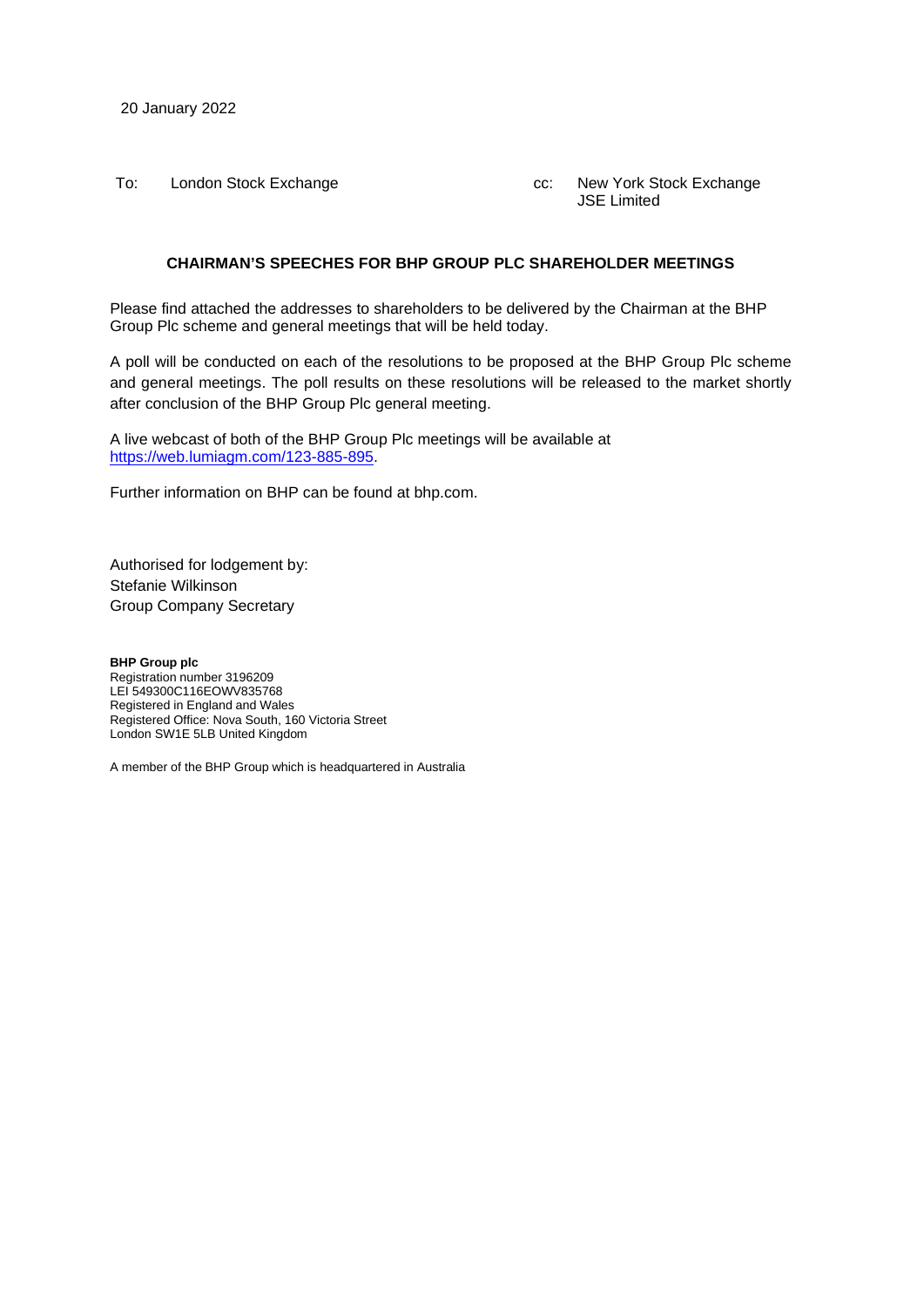20 January 2022

To: London Stock Exchange

cc: New York Stock Exchange
JSE Limited

**CHAIRMAN'S SPEECHES FOR BHP GROUP PLC SHAREHOLDER MEETINGS**

Please find attached the addresses to shareholders to be delivered by the Chairman at the BHP Group Plc scheme and general meetings that will be held today.

A poll will be conducted on each of the resolutions to be proposed at the BHP Group Plc scheme and general meetings. The poll results on these resolutions will be released to the market shortly after conclusion of the BHP Group Plc general meeting.

A live webcast of both of the BHP Group Plc meetings will be available at https://web.lumiagm.com/123-885-895.

Further information on BHP can be found at bhp.com.

Authorised for lodgement by:
Stefanie Wilkinson
Group Company Secretary

**BHP Group plc**
Registration number 3196209
LEI 549300C116EOWV835768
Registered in England and Wales
Registered Office: Nova South, 160 Victoria Street
London SW1E 5LB United Kingdom

A member of the BHP Group which is headquartered in Australia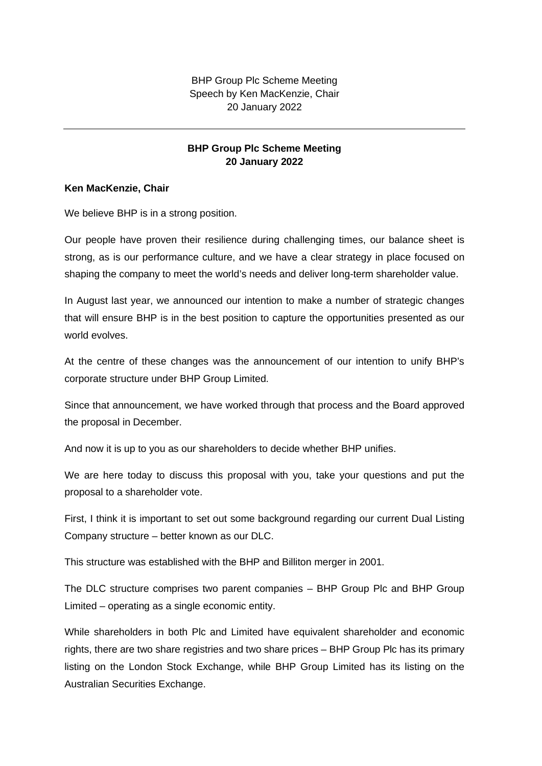BHP Group Plc Scheme Meeting
Speech by Ken MacKenzie, Chair
20 January 2022

---

**BHP Group Plc Scheme Meeting**
**20 January 2022**

**Ken MacKenzie, Chair**

We believe BHP is in a strong position.

Our people have proven their resilience during challenging times, our balance sheet is strong, as is our performance culture, and we have a clear strategy in place focused on shaping the company to meet the world's needs and deliver long-term shareholder value.

In August last year, we announced our intention to make a number of strategic changes that will ensure BHP is in the best position to capture the opportunities presented as our world evolves.

At the centre of these changes was the announcement of our intention to unify BHP's corporate structure under BHP Group Limited.

Since that announcement, we have worked through that process and the Board approved the proposal in December.

And now it is up to you as our shareholders to decide whether BHP unifies.

We are here today to discuss this proposal with you, take your questions and put the proposal to a shareholder vote.

First, I think it is important to set out some background regarding our current Dual Listing Company structure – better known as our DLC.

This structure was established with the BHP and Billiton merger in 2001.

The DLC structure comprises two parent companies – BHP Group Plc and BHP Group Limited – operating as a single economic entity.

While shareholders in both Plc and Limited have equivalent shareholder and economic rights, there are two share registries and two share prices – BHP Group Plc has its primary listing on the London Stock Exchange, while BHP Group Limited has its listing on the Australian Securities Exchange.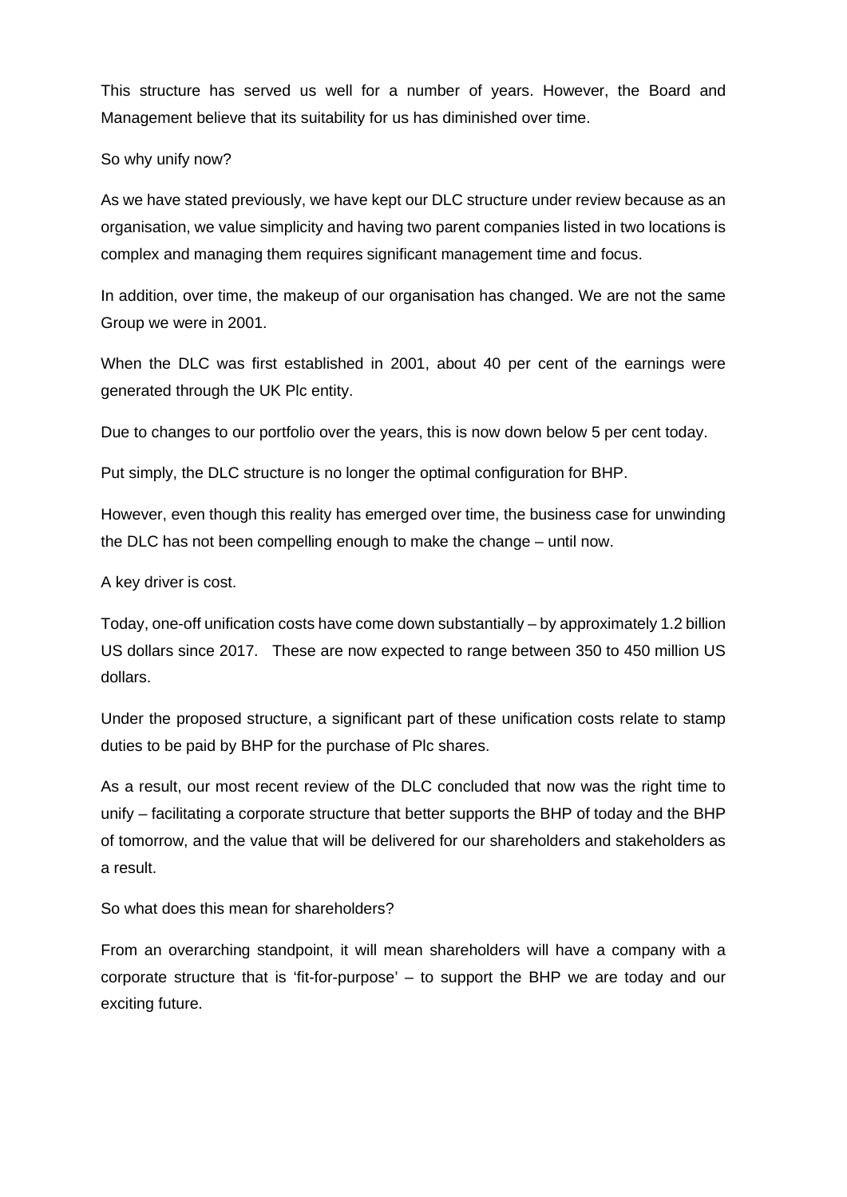This structure has served us well for a number of years. However, the Board and Management believe that its suitability for us has diminished over time.

So why unify now?

As we have stated previously, we have kept our DLC structure under review because as an organisation, we value simplicity and having two parent companies listed in two locations is complex and managing them requires significant management time and focus.

In addition, over time, the makeup of our organisation has changed. We are not the same Group we were in 2001.

When the DLC was first established in 2001, about 40 per cent of the earnings were generated through the UK Plc entity.

Due to changes to our portfolio over the years, this is now down below 5 per cent today.

Put simply, the DLC structure is no longer the optimal configuration for BHP.

However, even though this reality has emerged over time, the business case for unwinding the DLC has not been compelling enough to make the change – until now.

A key driver is cost.

Today, one-off unification costs have come down substantially – by approximately 1.2 billion US dollars since 2017. These are now expected to range between 350 to 450 million US dollars.

Under the proposed structure, a significant part of these unification costs relate to stamp duties to be paid by BHP for the purchase of Plc shares.

As a result, our most recent review of the DLC concluded that now was the right time to unify – facilitating a corporate structure that better supports the BHP of today and the BHP of tomorrow, and the value that will be delivered for our shareholders and stakeholders as a result.

So what does this mean for shareholders?

From an overarching standpoint, it will mean shareholders will have a company with a corporate structure that is 'fit-for-purpose' – to support the BHP we are today and our exciting future.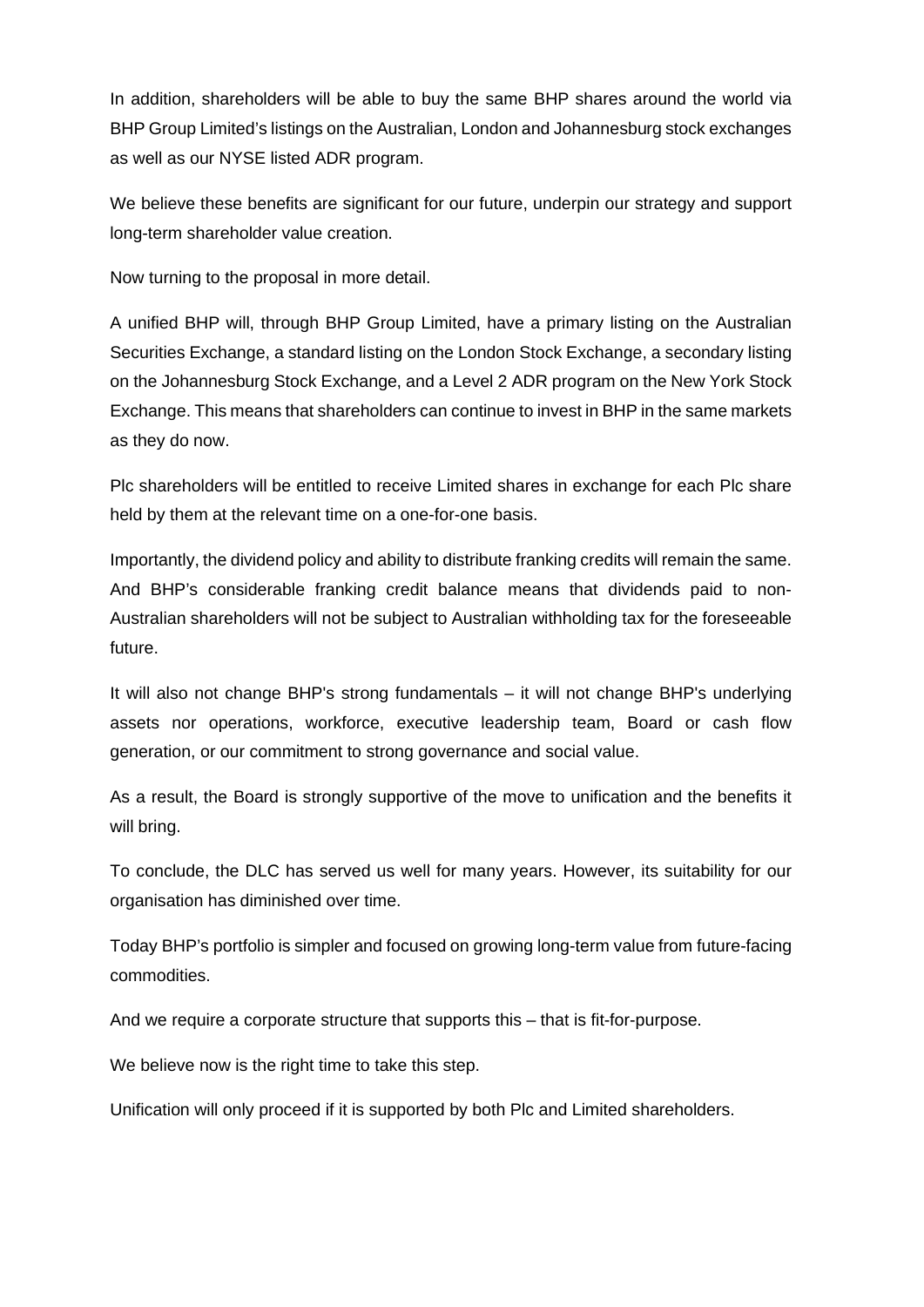In addition, shareholders will be able to buy the same BHP shares around the world via BHP Group Limited's listings on the Australian, London and Johannesburg stock exchanges as well as our NYSE listed ADR program.

We believe these benefits are significant for our future, underpin our strategy and support long-term shareholder value creation.

Now turning to the proposal in more detail.

A unified BHP will, through BHP Group Limited, have a primary listing on the Australian Securities Exchange, a standard listing on the London Stock Exchange, a secondary listing on the Johannesburg Stock Exchange, and a Level 2 ADR program on the New York Stock Exchange. This means that shareholders can continue to invest in BHP in the same markets as they do now.

Plc shareholders will be entitled to receive Limited shares in exchange for each Plc share held by them at the relevant time on a one-for-one basis.

Importantly, the dividend policy and ability to distribute franking credits will remain the same. And BHP's considerable franking credit balance means that dividends paid to non-Australian shareholders will not be subject to Australian withholding tax for the foreseeable future.

It will also not change BHP's strong fundamentals – it will not change BHP's underlying assets nor operations, workforce, executive leadership team, Board or cash flow generation, or our commitment to strong governance and social value.

As a result, the Board is strongly supportive of the move to unification and the benefits it will bring.

To conclude, the DLC has served us well for many years. However, its suitability for our organisation has diminished over time.

Today BHP's portfolio is simpler and focused on growing long-term value from future-facing commodities.

And we require a corporate structure that supports this – that is fit-for-purpose.

We believe now is the right time to take this step.

Unification will only proceed if it is supported by both Plc and Limited shareholders.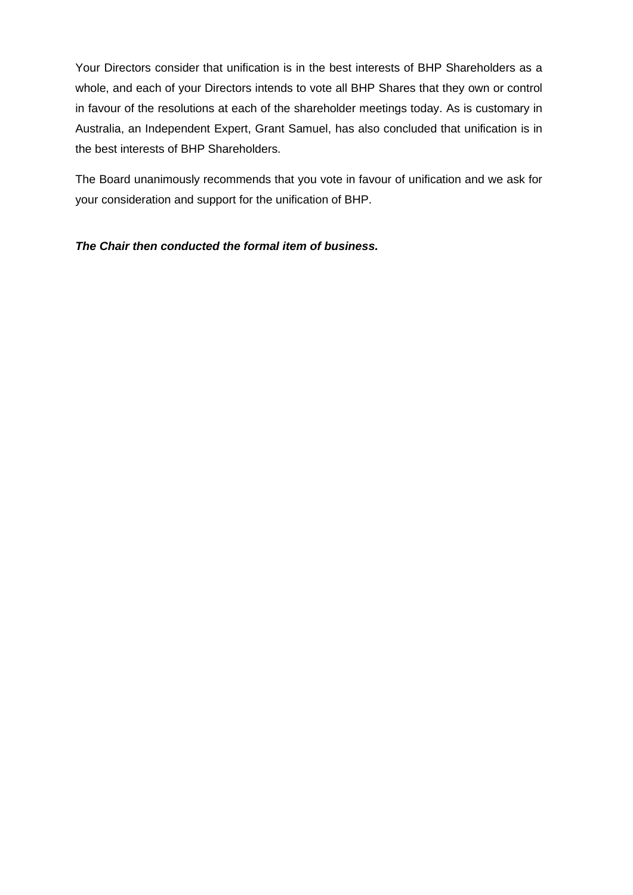Your Directors consider that unification is in the best interests of BHP Shareholders as a whole, and each of your Directors intends to vote all BHP Shares that they own or control in favour of the resolutions at each of the shareholder meetings today. As is customary in Australia, an Independent Expert, Grant Samuel, has also concluded that unification is in the best interests of BHP Shareholders.

The Board unanimously recommends that you vote in favour of unification and we ask for your consideration and support for the unification of BHP.

***The Chair then conducted the formal item of business.***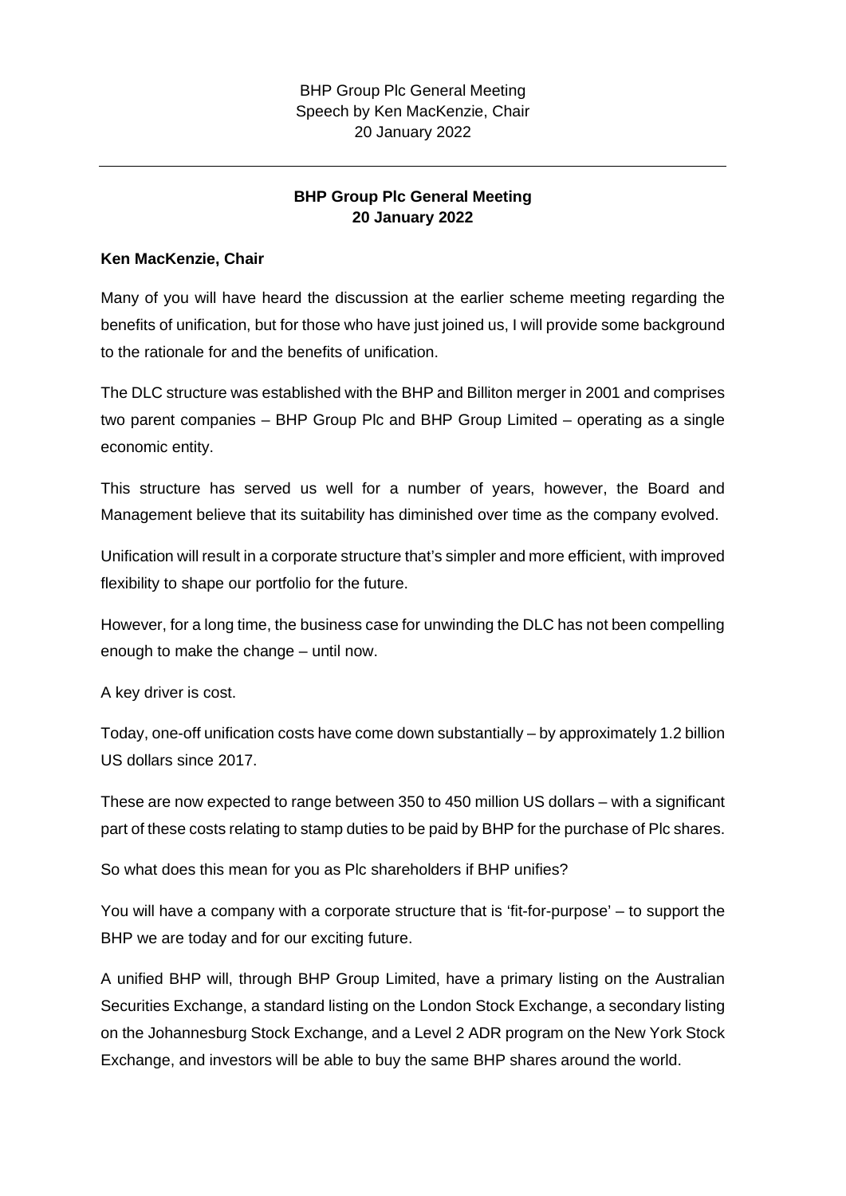## BHP Group Plc General Meeting 20 January 2022

**Ken MacKenzie, Chair**

Many of you will have heard the discussion at the earlier scheme meeting regarding the benefits of unification, but for those who have just joined us, I will provide some background to the rationale for and the benefits of unification.

The DLC structure was established with the BHP and Billiton merger in 2001 and comprises two parent companies – BHP Group Plc and BHP Group Limited – operating as a single economic entity.

This structure has served us well for a number of years, however, the Board and Management believe that its suitability has diminished over time as the company evolved.

Unification will result in a corporate structure that's simpler and more efficient, with improved flexibility to shape our portfolio for the future.

However, for a long time, the business case for unwinding the DLC has not been compelling enough to make the change – until now.

A key driver is cost.

Today, one-off unification costs have come down substantially – by approximately 1.2 billion US dollars since 2017.

These are now expected to range between 350 to 450 million US dollars – with a significant part of these costs relating to stamp duties to be paid by BHP for the purchase of Plc shares.

So what does this mean for you as Plc shareholders if BHP unifies?

You will have a company with a corporate structure that is 'fit-for-purpose' – to support the BHP we are today and for our exciting future.

A unified BHP will, through BHP Group Limited, have a primary listing on the Australian Securities Exchange, a standard listing on the London Stock Exchange, a secondary listing on the Johannesburg Stock Exchange, and a Level 2 ADR program on the New York Stock Exchange, and investors will be able to buy the same BHP shares around the world.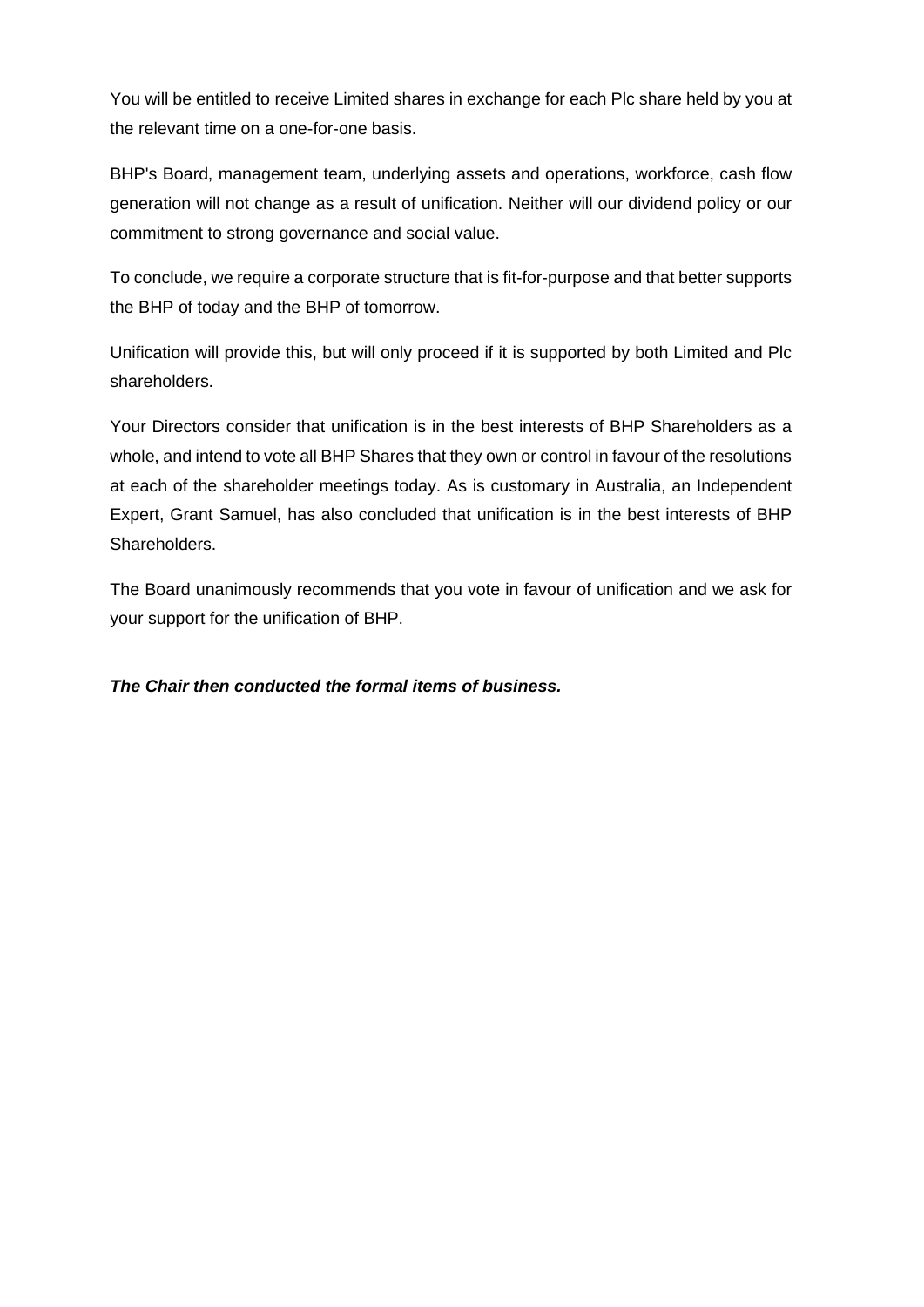You will be entitled to receive Limited shares in exchange for each Plc share held by you at the relevant time on a one-for-one basis.

BHP's Board, management team, underlying assets and operations, workforce, cash flow generation will not change as a result of unification. Neither will our dividend policy or our commitment to strong governance and social value.

To conclude, we require a corporate structure that is fit-for-purpose and that better supports the BHP of today and the BHP of tomorrow.

Unification will provide this, but will only proceed if it is supported by both Limited and Plc shareholders.

Your Directors consider that unification is in the best interests of BHP Shareholders as a whole, and intend to vote all BHP Shares that they own or control in favour of the resolutions at each of the shareholder meetings today. As is customary in Australia, an Independent Expert, Grant Samuel, has also concluded that unification is in the best interests of BHP Shareholders.

The Board unanimously recommends that you vote in favour of unification and we ask for your support for the unification of BHP.

***The Chair then conducted the formal items of business.***